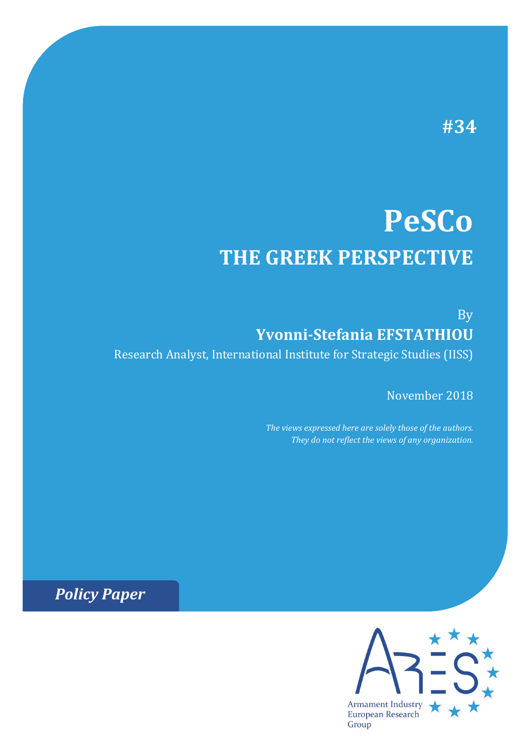#34

# PeSCo

## THE GREEK PERSPECTIVE

By

**Yvonni-Stefania EFSTATHIOU**

Research Analyst, International Institute for Strategic Studies (IISS)

November 2018

*The views expressed here are solely those of the authors. They do not reflect the views of any organization.*

***Policy Paper***

Armament Industry European Research Group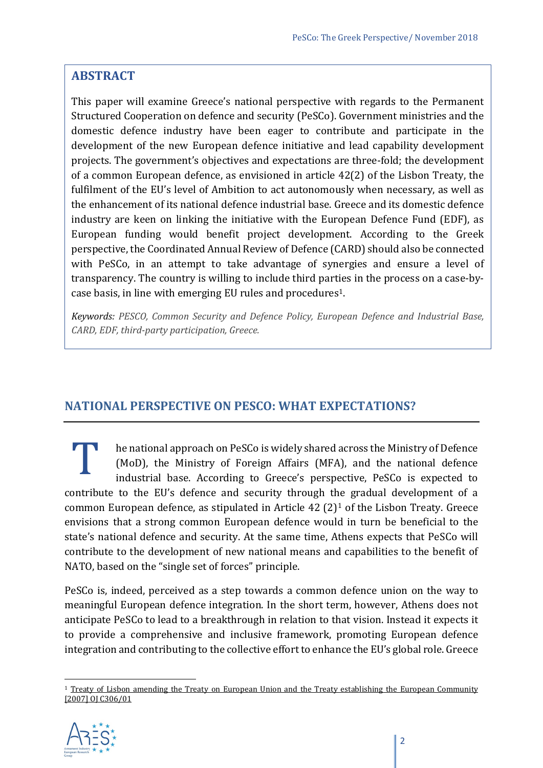## ABSTRACT

This paper will examine Greece's national perspective with regards to the Permanent Structured Cooperation on defence and security (PeSCo). Government ministries and the domestic defence industry have been eager to contribute and participate in the development of the new European defence initiative and lead capability development projects. The government's objectives and expectations are three-fold; the development of a common European defence, as envisioned in article 42(2) of the Lisbon Treaty, the fulfilment of the EU's level of Ambition to act autonomously when necessary, as well as the enhancement of its national defence industrial base. Greece and its domestic defence industry are keen on linking the initiative with the European Defence Fund (EDF), as European funding would benefit project development. According to the Greek perspective, the Coordinated Annual Review of Defence (CARD) should also be connected with PeSCo, in an attempt to take advantage of synergies and ensure a level of transparency. The country is willing to include third parties in the process on a case-by-case basis, in line with emerging EU rules and procedures[1].

*Keywords: PESCO, Common Security and Defence Policy, European Defence and Industrial Base, CARD, EDF, third-party participation, Greece.*

## NATIONAL PERSPECTIVE ON PESCO: WHAT EXPECTATIONS?

The national approach on PeSCo is widely shared across the Ministry of Defence (MoD), the Ministry of Foreign Affairs (MFA), and the national defence industrial base. According to Greece's perspective, PeSCo is expected to contribute to the EU's defence and security through the gradual development of a common European defence, as stipulated in Article 42 (2)[1] of the Lisbon Treaty. Greece envisions that a strong common European defence would in turn be beneficial to the state's national defence and security. At the same time, Athens expects that PeSCo will contribute to the development of new national means and capabilities to the benefit of NATO, based on the "single set of forces" principle.

PeSCo is, indeed, perceived as a step towards a common defence union on the way to meaningful European defence integration. In the short term, however, Athens does not anticipate PeSCo to lead to a breakthrough in relation to that vision. Instead it expects it to provide a comprehensive and inclusive framework, promoting European defence integration and contributing to the collective effort to enhance the EU's global role. Greece

[1] Treaty of Lisbon amending the Treaty on European Union and the Treaty establishing the European Community [2007] OJ C306/01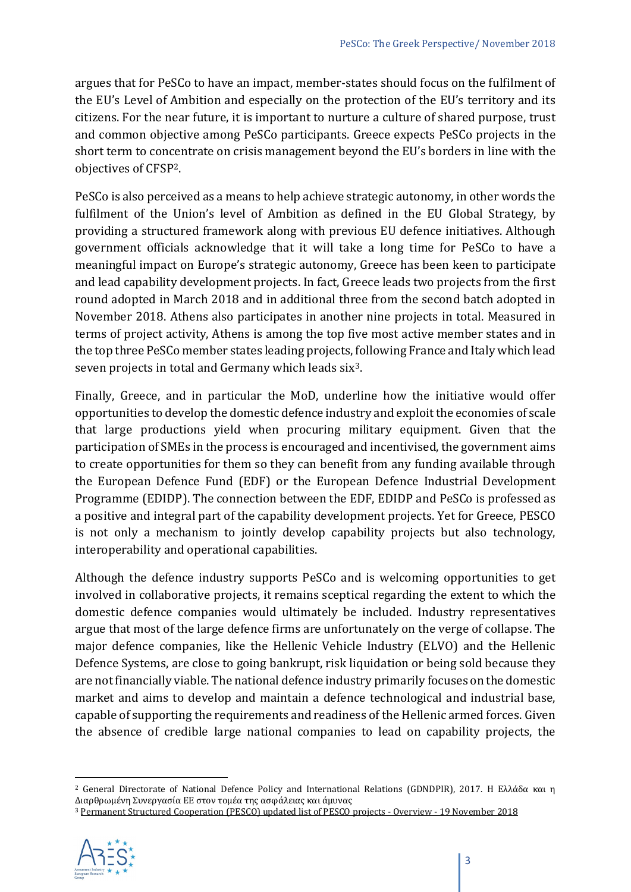argues that for PeSCo to have an impact, member-states should focus on the fulfilment of the EU's Level of Ambition and especially on the protection of the EU's territory and its citizens. For the near future, it is important to nurture a culture of shared purpose, trust and common objective among PeSCo participants. Greece expects PeSCo projects in the short term to concentrate on crisis management beyond the EU's borders in line with the objectives of CFSP[2].

PeSCo is also perceived as a means to help achieve strategic autonomy, in other words the fulfilment of the Union's level of Ambition as defined in the EU Global Strategy, by providing a structured framework along with previous EU defence initiatives. Although government officials acknowledge that it will take a long time for PeSCo to have a meaningful impact on Europe's strategic autonomy, Greece has been keen to participate and lead capability development projects. In fact, Greece leads two projects from the first round adopted in March 2018 and in additional three from the second batch adopted in November 2018. Athens also participates in another nine projects in total. Measured in terms of project activity, Athens is among the top five most active member states and in the top three PeSCo member states leading projects, following France and Italy which lead seven projects in total and Germany which leads six[3].

Finally, Greece, and in particular the MoD, underline how the initiative would offer opportunities to develop the domestic defence industry and exploit the economies of scale that large productions yield when procuring military equipment. Given that the participation of SMEs in the process is encouraged and incentivised, the government aims to create opportunities for them so they can benefit from any funding available through the European Defence Fund (EDF) or the European Defence Industrial Development Programme (EDIDP). The connection between the EDF, EDIDP and PeSCo is professed as a positive and integral part of the capability development projects. Yet for Greece, PESCO is not only a mechanism to jointly develop capability projects but also technology, interoperability and operational capabilities.

Although the defence industry supports PeSCo and is welcoming opportunities to get involved in collaborative projects, it remains sceptical regarding the extent to which the domestic defence companies would ultimately be included. Industry representatives argue that most of the large defence firms are unfortunately on the verge of collapse. The major defence companies, like the Hellenic Vehicle Industry (ELVO) and the Hellenic Defence Systems, are close to going bankrupt, risk liquidation or being sold because they are not financially viable. The national defence industry primarily focuses on the domestic market and aims to develop and maintain a defence technological and industrial base, capable of supporting the requirements and readiness of the Hellenic armed forces. Given the absence of credible large national companies to lead on capability projects, the

---

[2] General Directorate of National Defence Policy and International Relations (GDNDPIR), 2017. Η Ελλάδα και η Διαρθρωμένη Συνεργασία ΕΕ στον τομέα της ασφάλειας και άμυνας

[3] Permanent Structured Cooperation (PESCO) updated list of PESCO projects - Overview - 19 November 2018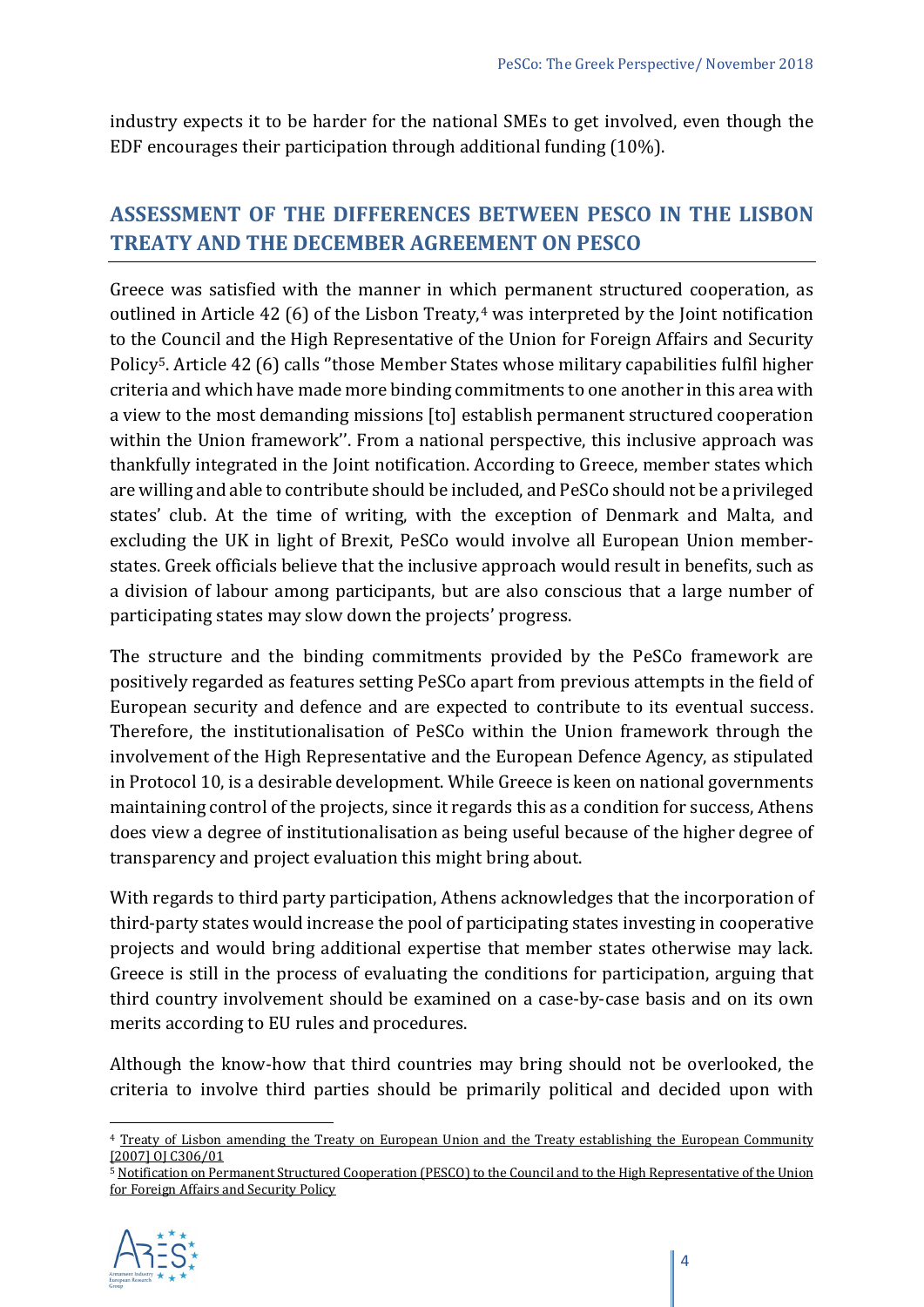industry expects it to be harder for the national SMEs to get involved, even though the EDF encourages their participation through additional funding (10%).

## ASSESSMENT OF THE DIFFERENCES BETWEEN PESCO IN THE LISBON TREATY AND THE DECEMBER AGREEMENT ON PESCO

Greece was satisfied with the manner in which permanent structured cooperation, as outlined in Article 42 (6) of the Lisbon Treaty,[4] was interpreted by the Joint notification to the Council and the High Representative of the Union for Foreign Affairs and Security Policy[5]. Article 42 (6) calls ''those Member States whose military capabilities fulfil higher criteria and which have made more binding commitments to one another in this area with a view to the most demanding missions [to] establish permanent structured cooperation within the Union framework''. From a national perspective, this inclusive approach was thankfully integrated in the Joint notification. According to Greece, member states which are willing and able to contribute should be included, and PeSCo should not be a privileged states' club. At the time of writing, with the exception of Denmark and Malta, and excluding the UK in light of Brexit, PeSCo would involve all European Union member-states. Greek officials believe that the inclusive approach would result in benefits, such as a division of labour among participants, but are also conscious that a large number of participating states may slow down the projects' progress.

The structure and the binding commitments provided by the PeSCo framework are positively regarded as features setting PeSCo apart from previous attempts in the field of European security and defence and are expected to contribute to its eventual success. Therefore, the institutionalisation of PeSCo within the Union framework through the involvement of the High Representative and the European Defence Agency, as stipulated in Protocol 10, is a desirable development. While Greece is keen on national governments maintaining control of the projects, since it regards this as a condition for success, Athens does view a degree of institutionalisation as being useful because of the higher degree of transparency and project evaluation this might bring about.

With regards to third party participation, Athens acknowledges that the incorporation of third-party states would increase the pool of participating states investing in cooperative projects and would bring additional expertise that member states otherwise may lack. Greece is still in the process of evaluating the conditions for participation, arguing that third country involvement should be examined on a case-by-case basis and on its own merits according to EU rules and procedures.

Although the know-how that third countries may bring should not be overlooked, the criteria to involve third parties should be primarily political and decided upon with

[4] Treaty of Lisbon amending the Treaty on European Union and the Treaty establishing the European Community [2007] OJ C306/01

[5] Notification on Permanent Structured Cooperation (PESCO) to the Council and to the High Representative of the Union for Foreign Affairs and Security Policy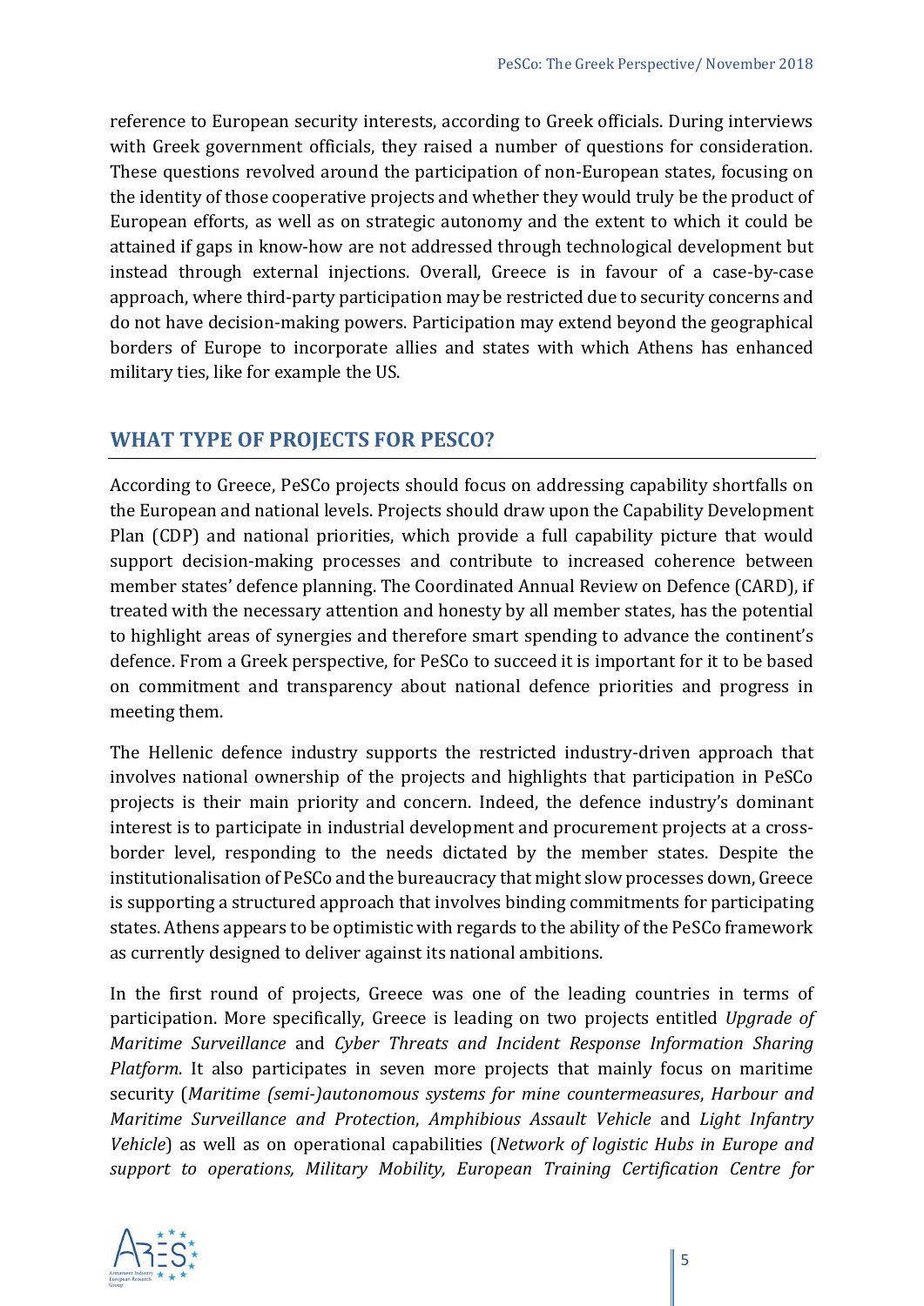reference to European security interests, according to Greek officials. During interviews with Greek government officials, they raised a number of questions for consideration. These questions revolved around the participation of non-European states, focusing on the identity of those cooperative projects and whether they would truly be the product of European efforts, as well as on strategic autonomy and the extent to which it could be attained if gaps in know-how are not addressed through technological development but instead through external injections. Overall, Greece is in favour of a case-by-case approach, where third-party participation may be restricted due to security concerns and do not have decision-making powers. Participation may extend beyond the geographical borders of Europe to incorporate allies and states with which Athens has enhanced military ties, like for example the US.

## WHAT TYPE OF PROJECTS FOR PESCO?

According to Greece, PeSCo projects should focus on addressing capability shortfalls on the European and national levels. Projects should draw upon the Capability Development Plan (CDP) and national priorities, which provide a full capability picture that would support decision-making processes and contribute to increased coherence between member states' defence planning. The Coordinated Annual Review on Defence (CARD), if treated with the necessary attention and honesty by all member states, has the potential to highlight areas of synergies and therefore smart spending to advance the continent's defence. From a Greek perspective, for PeSCo to succeed it is important for it to be based on commitment and transparency about national defence priorities and progress in meeting them.

The Hellenic defence industry supports the restricted industry-driven approach that involves national ownership of the projects and highlights that participation in PeSCo projects is their main priority and concern. Indeed, the defence industry's dominant interest is to participate in industrial development and procurement projects at a cross-border level, responding to the needs dictated by the member states. Despite the institutionalisation of PeSCo and the bureaucracy that might slow processes down, Greece is supporting a structured approach that involves binding commitments for participating states. Athens appears to be optimistic with regards to the ability of the PeSCo framework as currently designed to deliver against its national ambitions.

In the first round of projects, Greece was one of the leading countries in terms of participation. More specifically, Greece is leading on two projects entitled *Upgrade of Maritime Surveillance* and *Cyber Threats and Incident Response Information Sharing Platform*. It also participates in seven more projects that mainly focus on maritime security (*Maritime (semi-)autonomous systems for mine countermeasures*, *Harbour and Maritime Surveillance and Protection*, *Amphibious Assault Vehicle* and *Light Infantry Vehicle*) as well as on operational capabilities (*Network of logistic Hubs in Europe and support to operations, Military Mobility, European Training Certification Centre for*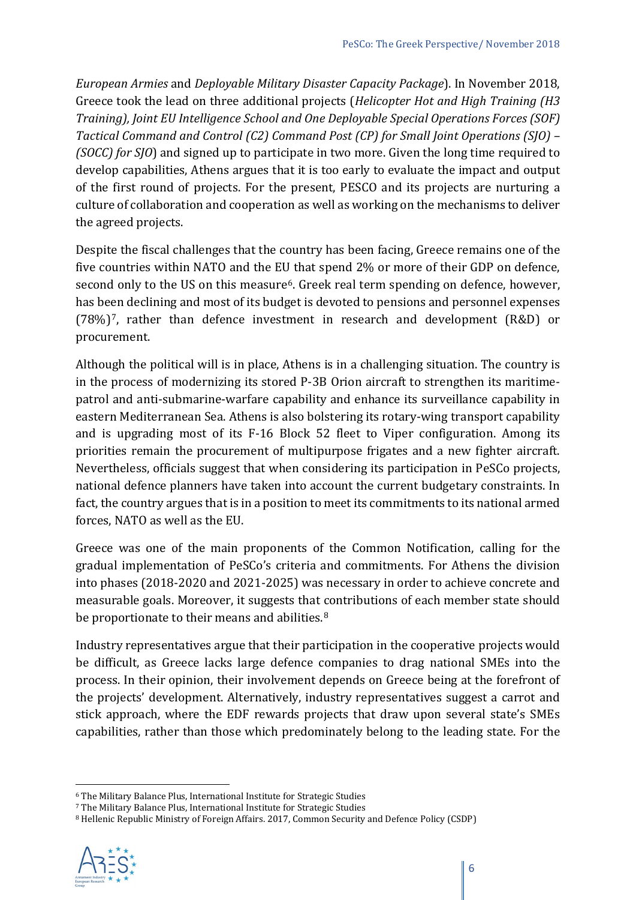*European Armies* and *Deployable Military Disaster Capacity Package*). In November 2018, Greece took the lead on three additional projects (*Helicopter Hot and High Training (H3 Training), Joint EU Intelligence School and One Deployable Special Operations Forces (SOF) Tactical Command and Control (C2) Command Post (CP) for Small Joint Operations (SJO) – (SOCC) for SJO*) and signed up to participate in two more. Given the long time required to develop capabilities, Athens argues that it is too early to evaluate the impact and output of the first round of projects. For the present, PESCO and its projects are nurturing a culture of collaboration and cooperation as well as working on the mechanisms to deliver the agreed projects.

Despite the fiscal challenges that the country has been facing, Greece remains one of the five countries within NATO and the EU that spend 2% or more of their GDP on defence, second only to the US on this measure[6]. Greek real term spending on defence, however, has been declining and most of its budget is devoted to pensions and personnel expenses (78%)[7], rather than defence investment in research and development (R&D) or procurement.

Although the political will is in place, Athens is in a challenging situation. The country is in the process of modernizing its stored P-3B Orion aircraft to strengthen its maritime-patrol and anti-submarine-warfare capability and enhance its surveillance capability in eastern Mediterranean Sea. Athens is also bolstering its rotary-wing transport capability and is upgrading most of its F-16 Block 52 fleet to Viper configuration. Among its priorities remain the procurement of multipurpose frigates and a new fighter aircraft. Nevertheless, officials suggest that when considering its participation in PeSCo projects, national defence planners have taken into account the current budgetary constraints. In fact, the country argues that is in a position to meet its commitments to its national armed forces, NATO as well as the EU.

Greece was one of the main proponents of the Common Notification, calling for the gradual implementation of PeSCo's criteria and commitments. For Athens the division into phases (2018-2020 and 2021-2025) was necessary in order to achieve concrete and measurable goals. Moreover, it suggests that contributions of each member state should be proportionate to their means and abilities.[8]

Industry representatives argue that their participation in the cooperative projects would be difficult, as Greece lacks large defence companies to drag national SMEs into the process. In their opinion, their involvement depends on Greece being at the forefront of the projects' development. Alternatively, industry representatives suggest a carrot and stick approach, where the EDF rewards projects that draw upon several state's SMEs capabilities, rather than those which predominately belong to the leading state. For the

[6] The Military Balance Plus, International Institute for Strategic Studies
[7] The Military Balance Plus, International Institute for Strategic Studies
[8] Hellenic Republic Ministry of Foreign Affairs. 2017, Common Security and Defence Policy (CSDP)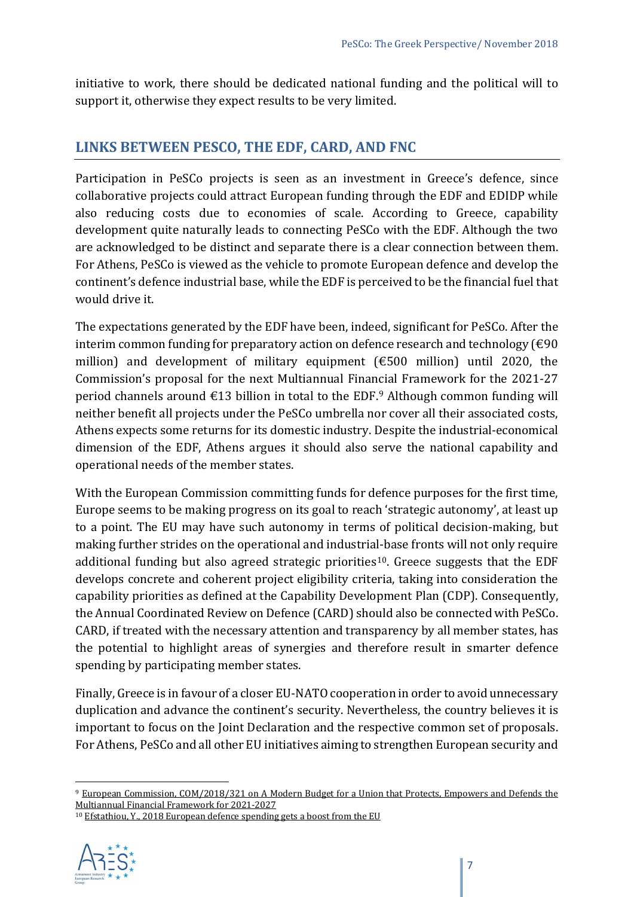initiative to work, there should be dedicated national funding and the political will to support it, otherwise they expect results to be very limited.

## LINKS BETWEEN PESCO, THE EDF, CARD, AND FNC

Participation in PeSCo projects is seen as an investment in Greece's defence, since collaborative projects could attract European funding through the EDF and EDIDP while also reducing costs due to economies of scale. According to Greece, capability development quite naturally leads to connecting PeSCo with the EDF. Although the two are acknowledged to be distinct and separate there is a clear connection between them. For Athens, PeSCo is viewed as the vehicle to promote European defence and develop the continent's defence industrial base, while the EDF is perceived to be the financial fuel that would drive it.

The expectations generated by the EDF have been, indeed, significant for PeSCo. After the interim common funding for preparatory action on defence research and technology (€90 million) and development of military equipment (€500 million) until 2020, the Commission's proposal for the next Multiannual Financial Framework for the 2021-27 period channels around €13 billion in total to the EDF.[9] Although common funding will neither benefit all projects under the PeSCo umbrella nor cover all their associated costs, Athens expects some returns for its domestic industry. Despite the industrial-economical dimension of the EDF, Athens argues it should also serve the national capability and operational needs of the member states.

With the European Commission committing funds for defence purposes for the first time, Europe seems to be making progress on its goal to reach 'strategic autonomy', at least up to a point. The EU may have such autonomy in terms of political decision-making, but making further strides on the operational and industrial-base fronts will not only require additional funding but also agreed strategic priorities[10]. Greece suggests that the EDF develops concrete and coherent project eligibility criteria, taking into consideration the capability priorities as defined at the Capability Development Plan (CDP). Consequently, the Annual Coordinated Review on Defence (CARD) should also be connected with PeSCo. CARD, if treated with the necessary attention and transparency by all member states, has the potential to highlight areas of synergies and therefore result in smarter defence spending by participating member states.

Finally, Greece is in favour of a closer EU-NATO cooperation in order to avoid unnecessary duplication and advance the continent's security. Nevertheless, the country believes it is important to focus on the Joint Declaration and the respective common set of proposals. For Athens, PeSCo and all other EU initiatives aiming to strengthen European security and

---

[9] European Commission, COM/2018/321 on A Modern Budget for a Union that Protects, Empowers and Defends the Multiannual Financial Framework for 2021-2027

[10] Efstathiou, Y., 2018 European defence spending gets a boost from the EU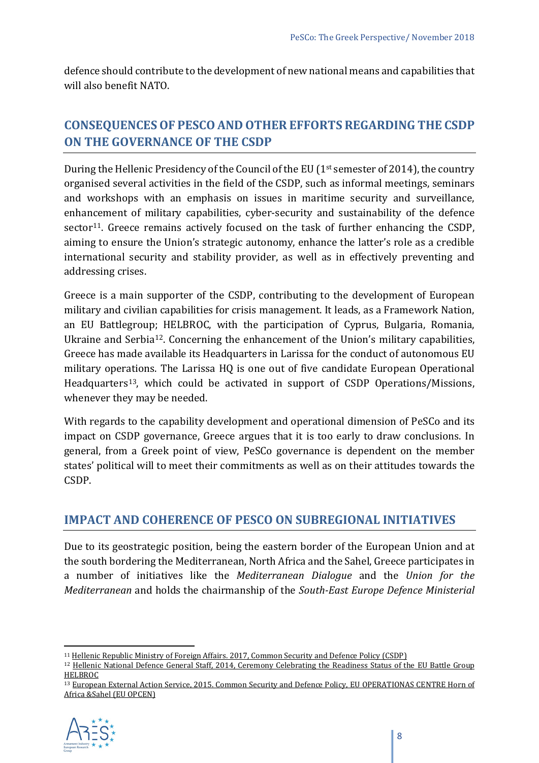defence should contribute to the development of new national means and capabilities that will also benefit NATO.

## CONSEQUENCES OF PESCO AND OTHER EFFORTS REGARDING THE CSDP ON THE GOVERNANCE OF THE CSDP

During the Hellenic Presidency of the Council of the EU (1st semester of 2014), the country organised several activities in the field of the CSDP, such as informal meetings, seminars and workshops with an emphasis on issues in maritime security and surveillance, enhancement of military capabilities, cyber-security and sustainability of the defence sector[11]. Greece remains actively focused on the task of further enhancing the CSDP, aiming to ensure the Union's strategic autonomy, enhance the latter's role as a credible international security and stability provider, as well as in effectively preventing and addressing crises.

Greece is a main supporter of the CSDP, contributing to the development of European military and civilian capabilities for crisis management. It leads, as a Framework Nation, an EU Battlegroup; HELBROC, with the participation of Cyprus, Bulgaria, Romania, Ukraine and Serbia[12]. Concerning the enhancement of the Union's military capabilities, Greece has made available its Headquarters in Larissa for the conduct of autonomous EU military operations. The Larissa HQ is one out of five candidate European Operational Headquarters[13], which could be activated in support of CSDP Operations/Missions, whenever they may be needed.

With regards to the capability development and operational dimension of PeSCo and its impact on CSDP governance, Greece argues that it is too early to draw conclusions. In general, from a Greek point of view, PeSCo governance is dependent on the member states' political will to meet their commitments as well as on their attitudes towards the CSDP.

## IMPACT AND COHERENCE OF PESCO ON SUBREGIONAL INITIATIVES

Due to its geostrategic position, being the eastern border of the European Union and at the south bordering the Mediterranean, North Africa and the Sahel, Greece participates in a number of initiatives like the *Mediterranean Dialogue* and the *Union for the Mediterranean* and holds the chairmanship of the *South-East Europe Defence Ministerial*

---

[11] Hellenic Republic Ministry of Foreign Affairs. 2017, Common Security and Defence Policy (CSDP)

[12] Hellenic National Defence General Staff, 2014, Ceremony Celebrating the Readiness Status of the EU Battle Group HELBROC

[13] European External Action Service, 2015. Common Security and Defence Policy, EU OPERATIONAS CENTRE Horn of Africa &Sahel (EU OPCEN)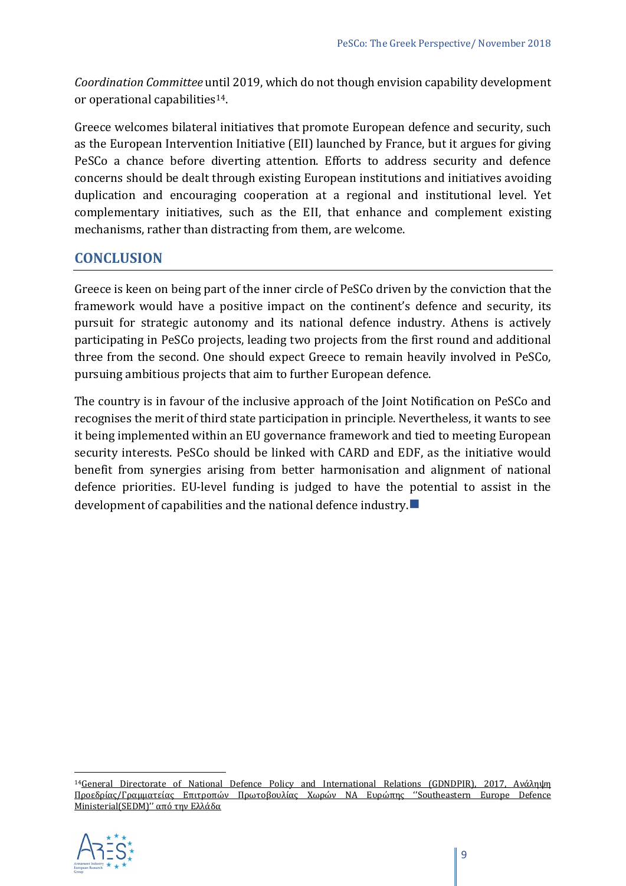*Coordination Committee* until 2019, which do not though envision capability development or operational capabilities[14].

Greece welcomes bilateral initiatives that promote European defence and security, such as the European Intervention Initiative (EII) launched by France, but it argues for giving PeSCo a chance before diverting attention. Efforts to address security and defence concerns should be dealt through existing European institutions and initiatives avoiding duplication and encouraging cooperation at a regional and institutional level. Yet complementary initiatives, such as the EII, that enhance and complement existing mechanisms, rather than distracting from them, are welcome.

## CONCLUSION

Greece is keen on being part of the inner circle of PeSCo driven by the conviction that the framework would have a positive impact on the continent's defence and security, its pursuit for strategic autonomy and its national defence industry. Athens is actively participating in PeSCo projects, leading two projects from the first round and additional three from the second. One should expect Greece to remain heavily involved in PeSCo, pursuing ambitious projects that aim to further European defence.

The country is in favour of the inclusive approach of the Joint Notification on PeSCo and recognises the merit of third state participation in principle. Nevertheless, it wants to see it being implemented within an EU governance framework and tied to meeting European security interests. PeSCo should be linked with CARD and EDF, as the initiative would benefit from synergies arising from better harmonisation and alignment of national defence priorities. EU-level funding is judged to have the potential to assist in the development of capabilities and the national defence industry. ■

[14] General Directorate of National Defence Policy and International Relations (GDNDPIR), 2017, Ανάληψη Προεδρίας/Γραμματείας Επιτροπών Πρωτοβουλίας Χωρών ΝΑ Ευρώπης ''Southeastern Europe Defence Ministerial(SEDM)'' από την Ελλάδα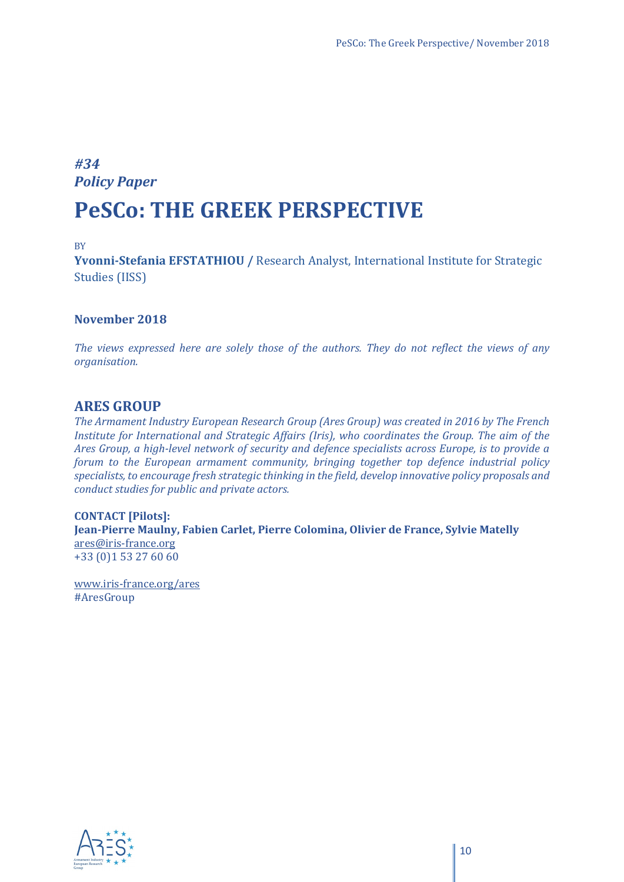***#34***
***Policy Paper***

# PeSCo: THE GREEK PERSPECTIVE

BY

**Yvonni-Stefania EFSTATHIOU /** Research Analyst, International Institute for Strategic Studies (IISS)

**November 2018**

*The views expressed here are solely those of the authors. They do not reflect the views of any organisation.*

## ARES GROUP

*The Armament Industry European Research Group (Ares Group) was created in 2016 by The French Institute for International and Strategic Affairs (Iris), who coordinates the Group. The aim of the Ares Group, a high-level network of security and defence specialists across Europe, is to provide a forum to the European armament community, bringing together top defence industrial policy specialists, to encourage fresh strategic thinking in the field, develop innovative policy proposals and conduct studies for public and private actors.*

**CONTACT [Pilots]:**
**Jean-Pierre Maulny, Fabien Carlet, Pierre Colomina, Olivier de France, Sylvie Matelly**
ares@iris-france.org
+33 (0)1 53 27 60 60

www.iris-france.org/ares
#AresGroup